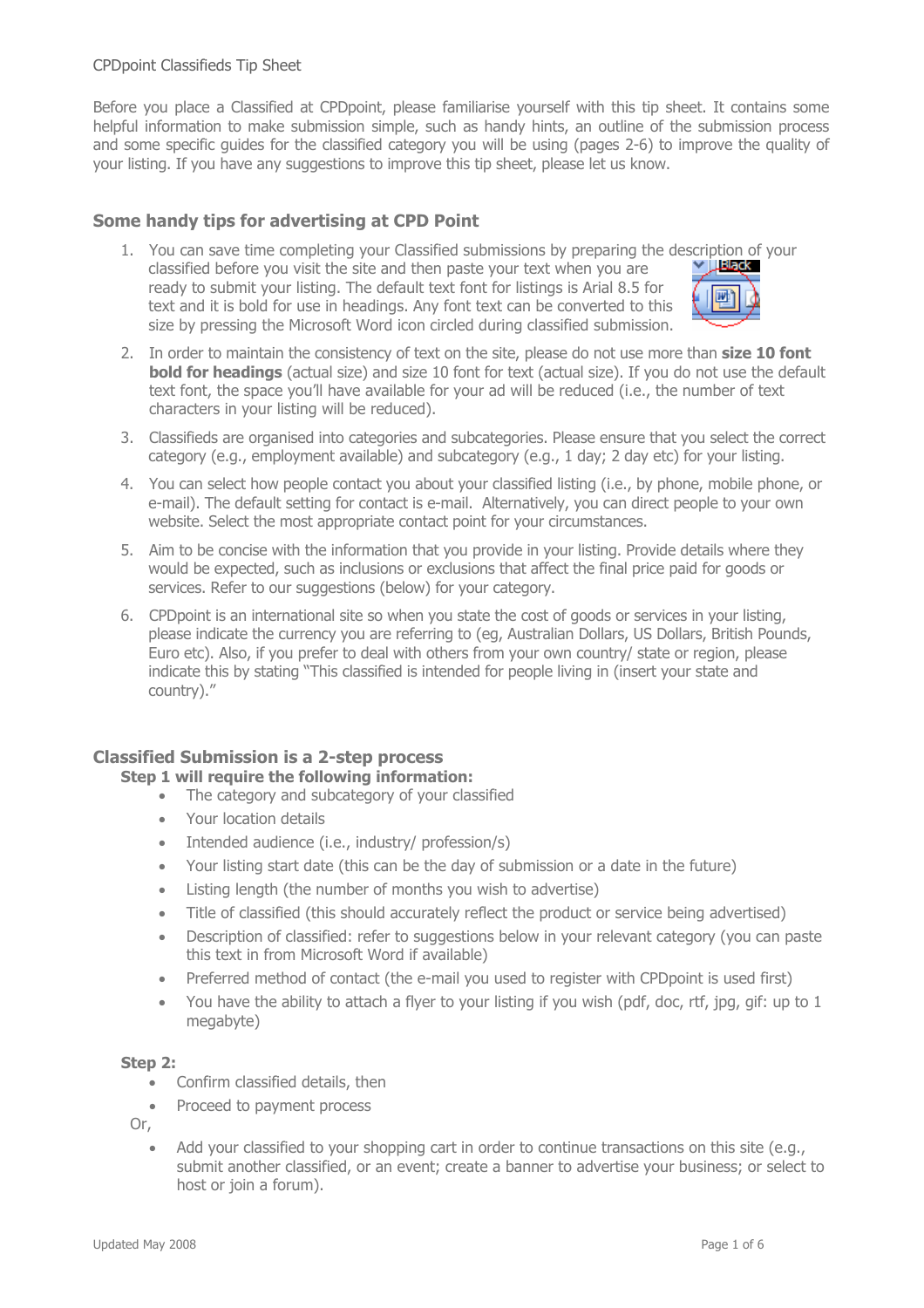CPDpoint Classifieds Tip Sheet

Before you place a Classified at CPDpoint, please familiarise yourself with this tip sheet. It contains some helpful information to make submission simple, such as handy hints, an outline of the submission process and some specific guides for the classified category you will be using (pages 2-6) to improve the quality of your listing. If you have any suggestions to improve this tip sheet, please let us know.

## Some handy tips for advertising at CPD Point

1. You can save time completing your Classified submissions by preparing the description of your classified before you visit the site and then paste your text when you are ready to submit your listing. The default text font for listings is Arial 8.5 for text and it is bold for use in headings. Any font text can be converted to this size by pressing the Microsoft Word icon circled during classified submission.
2. In order to maintain the consistency of text on the site, please do not use more than **size 10 font bold for headings** (actual size) and size 10 font for text (actual size). If you do not use the default text font, the space you'll have available for your ad will be reduced (i.e., the number of text characters in your listing will be reduced).
3. Classifieds are organised into categories and subcategories. Please ensure that you select the correct category (e.g., employment available) and subcategory (e.g., 1 day; 2 day etc) for your listing.
4. You can select how people contact you about your classified listing (i.e., by phone, mobile phone, or e-mail). The default setting for contact is e-mail. Alternatively, you can direct people to your own website. Select the most appropriate contact point for your circumstances.
5. Aim to be concise with the information that you provide in your listing. Provide details where they would be expected, such as inclusions or exclusions that affect the final price paid for goods or services. Refer to our suggestions (below) for your category.
6. CPDpoint is an international site so when you state the cost of goods or services in your listing, please indicate the currency you are referring to (eg, Australian Dollars, US Dollars, British Pounds, Euro etc). Also, if you prefer to deal with others from your own country/ state or region, please indicate this by stating "This classified is intended for people living in (insert your state and country)."

## Classified Submission is a 2-step process

### Step 1 will require the following information:

- The category and subcategory of your classified
- Your location details
- Intended audience (i.e., industry/ profession/s)
- Your listing start date (this can be the day of submission or a date in the future)
- Listing length (the number of months you wish to advertise)
- Title of classified (this should accurately reflect the product or service being advertised)
- Description of classified: refer to suggestions below in your relevant category (you can paste this text in from Microsoft Word if available)
- Preferred method of contact (the e-mail you used to register with CPDpoint is used first)
- You have the ability to attach a flyer to your listing if you wish (pdf, doc, rtf, jpg, gif: up to 1 megabyte)

### Step 2:

- Confirm classified details, then
- Proceed to payment process

Or,

- Add your classified to your shopping cart in order to continue transactions on this site (e.g., submit another classified, or an event; create a banner to advertise your business; or select to host or join a forum).

Updated May 2008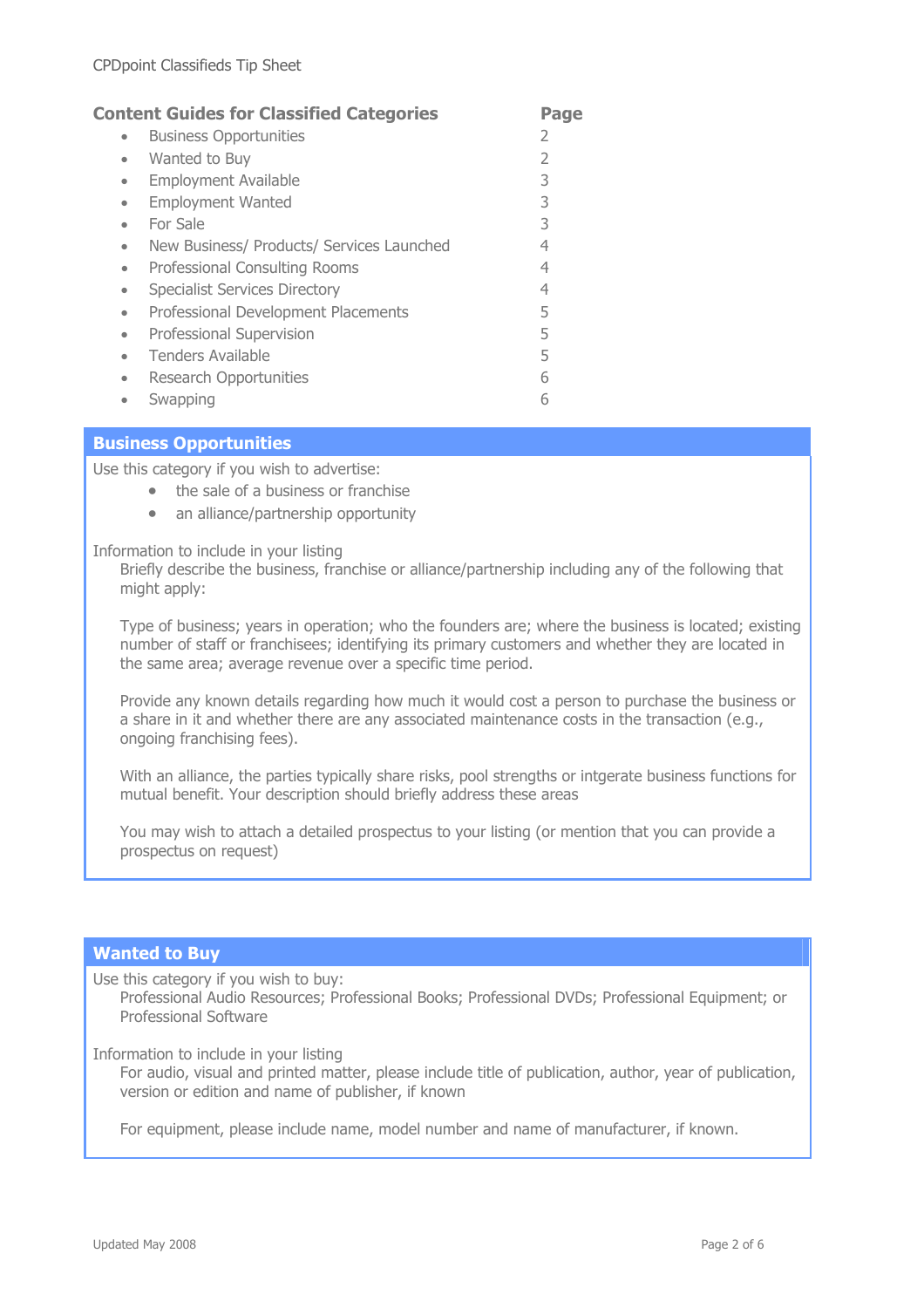CPDpoint Classifieds Tip Sheet

## Content Guides for Classified Categories

| Content Guides for Classified Categories | Page |
|---|---|
| • Business Opportunities | 2 |
| • Wanted to Buy | 2 |
| • Employment Available | 3 |
| • Employment Wanted | 3 |
| • For Sale | 3 |
| • New Business/ Products/ Services Launched | 4 |
| • Professional Consulting Rooms | 4 |
| • Specialist Services Directory | 4 |
| • Professional Development Placements | 5 |
| • Professional Supervision | 5 |
| • Tenders Available | 5 |
| • Research Opportunities | 6 |
| • Swapping | 6 |

## Business Opportunities

Use this category if you wish to advertise:

- the sale of a business or franchise
- an alliance/partnership opportunity

Information to include in your listing

Briefly describe the business, franchise or alliance/partnership including any of the following that might apply:

Type of business; years in operation; who the founders are; where the business is located; existing number of staff or franchisees; identifying its primary customers and whether they are located in the same area; average revenue over a specific time period.

Provide any known details regarding how much it would cost a person to purchase the business or a share in it and whether there are any associated maintenance costs in the transaction (e.g., ongoing franchising fees).

With an alliance, the parties typically share risks, pool strengths or intgerate business functions for mutual benefit. Your description should briefly address these areas

You may wish to attach a detailed prospectus to your listing (or mention that you can provide a prospectus on request)

## Wanted to Buy

Use this category if you wish to buy:

Professional Audio Resources; Professional Books; Professional DVDs; Professional Equipment; or Professional Software

Information to include in your listing

For audio, visual and printed matter, please include title of publication, author, year of publication, version or edition and name of publisher, if known

For equipment, please include name, model number and name of manufacturer, if known.

Updated May 2008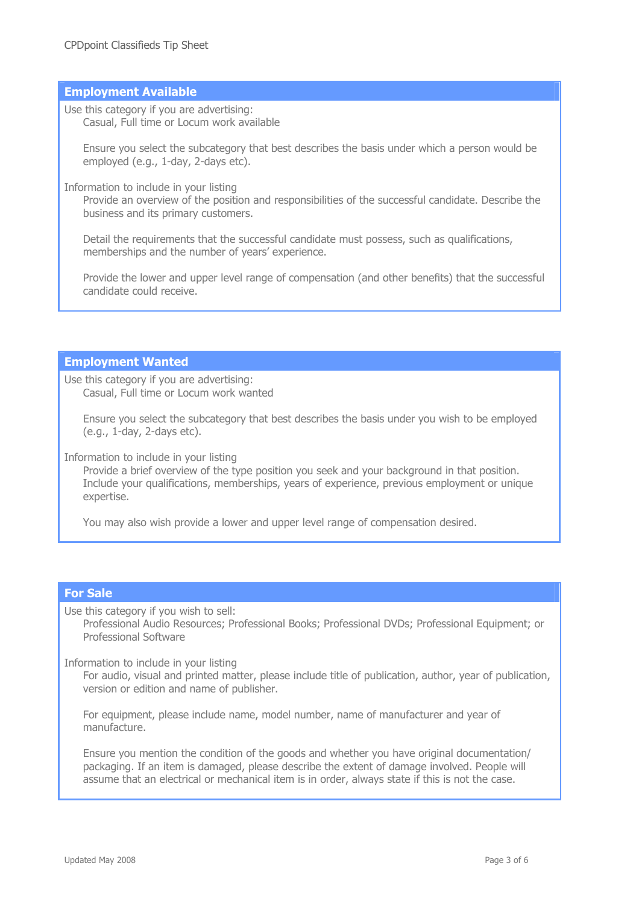## Employment Available

Use this category if you are advertising:

Casual, Full time or Locum work available

Ensure you select the subcategory that best describes the basis under which a person would be employed (e.g., 1-day, 2-days etc).

Information to include in your listing

Provide an overview of the position and responsibilities of the successful candidate. Describe the business and its primary customers.

Detail the requirements that the successful candidate must possess, such as qualifications, memberships and the number of years' experience.

Provide the lower and upper level range of compensation (and other benefits) that the successful candidate could receive.

## Employment Wanted

Use this category if you are advertising:

Casual, Full time or Locum work wanted

Ensure you select the subcategory that best describes the basis under you wish to be employed (e.g., 1-day, 2-days etc).

Information to include in your listing

Provide a brief overview of the type position you seek and your background in that position. Include your qualifications, memberships, years of experience, previous employment or unique expertise.

You may also wish provide a lower and upper level range of compensation desired.

## For Sale

Use this category if you wish to sell:

Professional Audio Resources; Professional Books; Professional DVDs; Professional Equipment; or Professional Software

Information to include in your listing

For audio, visual and printed matter, please include title of publication, author, year of publication, version or edition and name of publisher.

For equipment, please include name, model number, name of manufacturer and year of manufacture.

Ensure you mention the condition of the goods and whether you have original documentation/ packaging. If an item is damaged, please describe the extent of damage involved. People will assume that an electrical or mechanical item is in order, always state if this is not the case.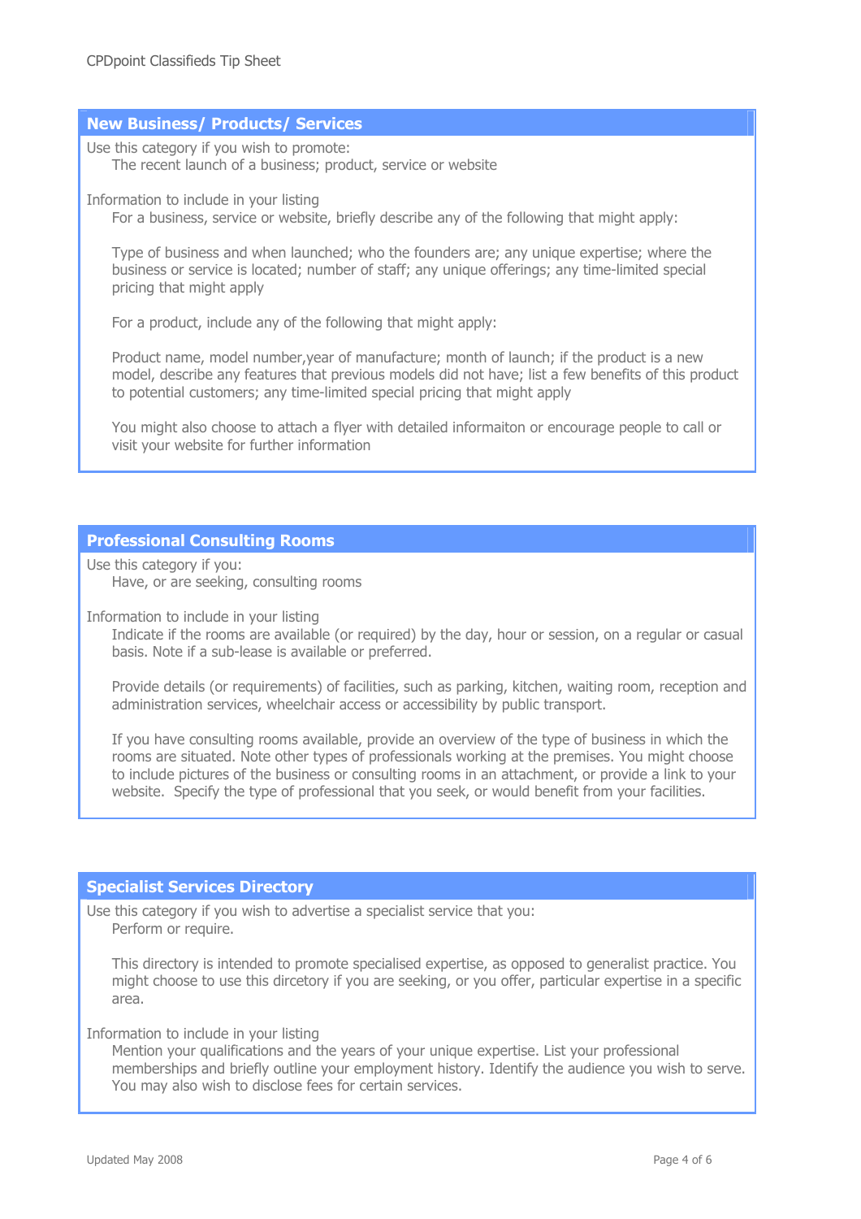## New Business/ Products/ Services

Use this category if you wish to promote:

The recent launch of a business; product, service or website

Information to include in your listing

For a business, service or website, briefly describe any of the following that might apply:

Type of business and when launched; who the founders are; any unique expertise; where the business or service is located; number of staff; any unique offerings; any time-limited special pricing that might apply

For a product, include any of the following that might apply:

Product name, model number,year of manufacture; month of launch; if the product is a new model, describe any features that previous models did not have; list a few benefits of this product to potential customers; any time-limited special pricing that might apply

You might also choose to attach a flyer with detailed informaiton or encourage people to call or visit your website for further information

## Professional Consulting Rooms

Use this category if you:

Have, or are seeking, consulting rooms

Information to include in your listing

Indicate if the rooms are available (or required) by the day, hour or session, on a regular or casual basis. Note if a sub-lease is available or preferred.

Provide details (or requirements) of facilities, such as parking, kitchen, waiting room, reception and administration services, wheelchair access or accessibility by public transport.

If you have consulting rooms available, provide an overview of the type of business in which the rooms are situated. Note other types of professionals working at the premises. You might choose to include pictures of the business or consulting rooms in an attachment, or provide a link to your website. Specify the type of professional that you seek, or would benefit from your facilities.

## Specialist Services Directory

Use this category if you wish to advertise a specialist service that you:

Perform or require.

This directory is intended to promote specialised expertise, as opposed to generalist practice. You might choose to use this dircetory if you are seeking, or you offer, particular expertise in a specific area.

Information to include in your listing

Mention your qualifications and the years of your unique expertise. List your professional memberships and briefly outline your employment history. Identify the audience you wish to serve. You may also wish to disclose fees for certain services.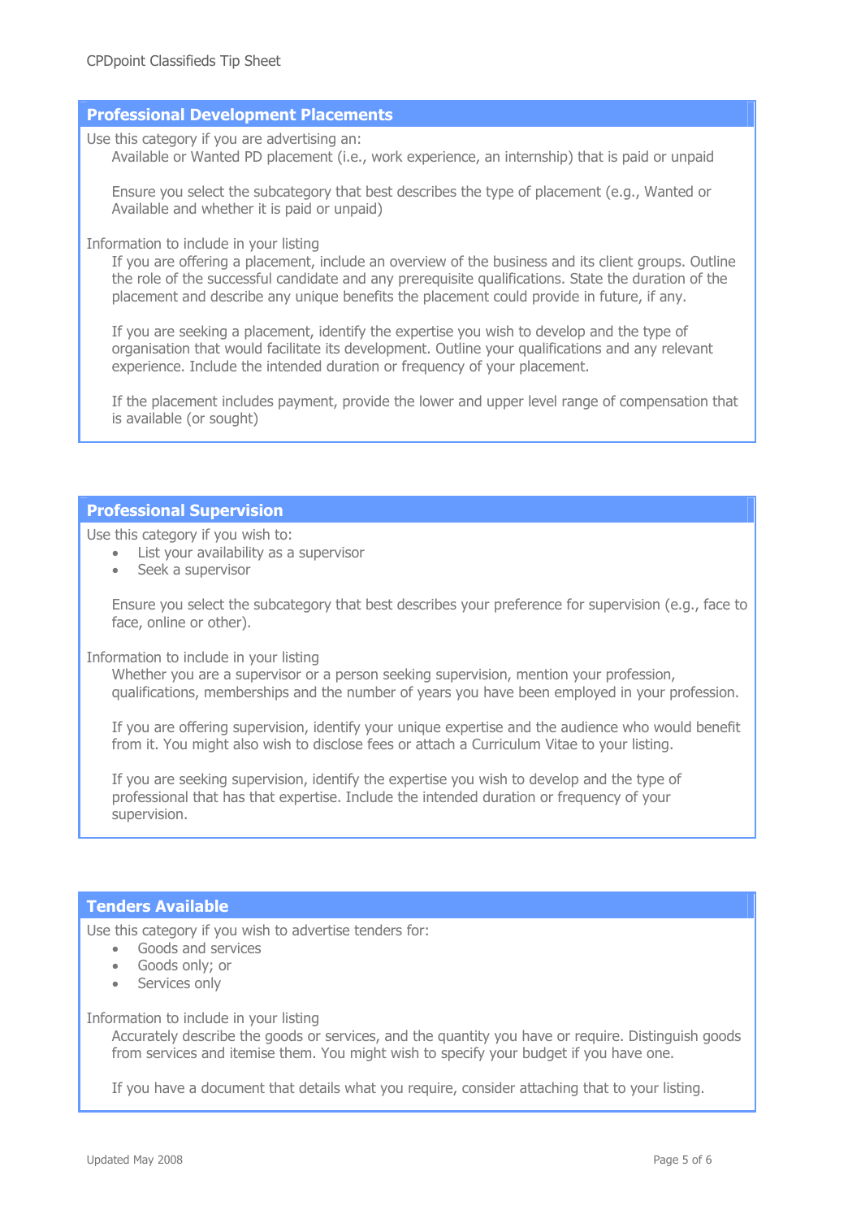## Professional Development Placements

Use this category if you are advertising an:

Available or Wanted PD placement (i.e., work experience, an internship) that is paid or unpaid

Ensure you select the subcategory that best describes the type of placement (e.g., Wanted or Available and whether it is paid or unpaid)

Information to include in your listing

If you are offering a placement, include an overview of the business and its client groups. Outline the role of the successful candidate and any prerequisite qualifications. State the duration of the placement and describe any unique benefits the placement could provide in future, if any.

If you are seeking a placement, identify the expertise you wish to develop and the type of organisation that would facilitate its development. Outline your qualifications and any relevant experience. Include the intended duration or frequency of your placement.

If the placement includes payment, provide the lower and upper level range of compensation that is available (or sought)

## Professional Supervision

Use this category if you wish to:

- List your availability as a supervisor
- Seek a supervisor

Ensure you select the subcategory that best describes your preference for supervision (e.g., face to face, online or other).

Information to include in your listing

Whether you are a supervisor or a person seeking supervision, mention your profession, qualifications, memberships and the number of years you have been employed in your profession.

If you are offering supervision, identify your unique expertise and the audience who would benefit from it. You might also wish to disclose fees or attach a Curriculum Vitae to your listing.

If you are seeking supervision, identify the expertise you wish to develop and the type of professional that has that expertise. Include the intended duration or frequency of your supervision.

## Tenders Available

Use this category if you wish to advertise tenders for:

- Goods and services
- Goods only; or
- Services only

Information to include in your listing

Accurately describe the goods or services, and the quantity you have or require. Distinguish goods from services and itemise them. You might wish to specify your budget if you have one.

If you have a document that details what you require, consider attaching that to your listing.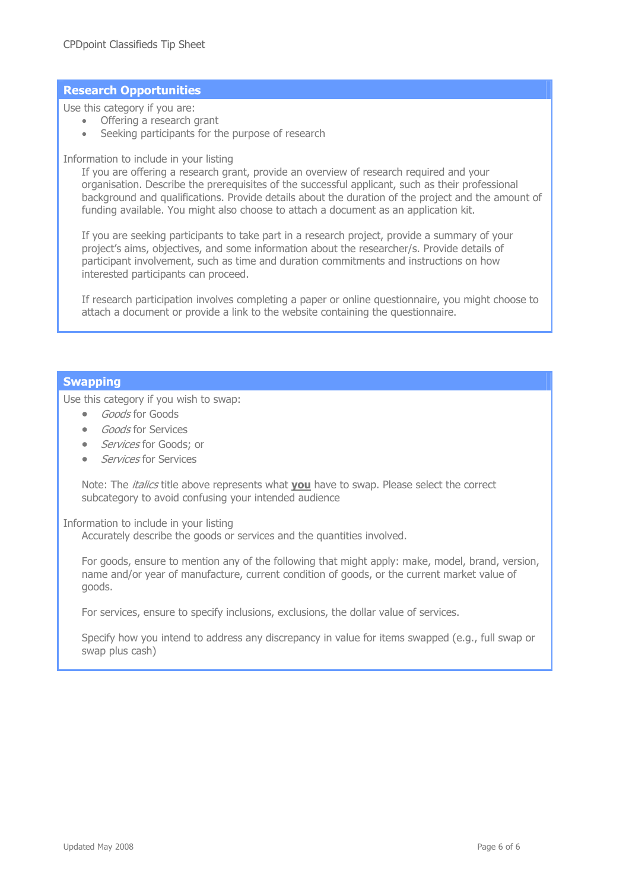## Research Opportunities

Use this category if you are:

- Offering a research grant
- Seeking participants for the purpose of research

Information to include in your listing

If you are offering a research grant, provide an overview of research required and your organisation. Describe the prerequisites of the successful applicant, such as their professional background and qualifications. Provide details about the duration of the project and the amount of funding available. You might also choose to attach a document as an application kit.

If you are seeking participants to take part in a research project, provide a summary of your project's aims, objectives, and some information about the researcher/s. Provide details of participant involvement, such as time and duration commitments and instructions on how interested participants can proceed.

If research participation involves completing a paper or online questionnaire, you might choose to attach a document or provide a link to the website containing the questionnaire.

## Swapping

Use this category if you wish to swap:

- *Goods* for Goods
- *Goods* for Services
- *Services* for Goods; or
- *Services* for Services

Note: The *italics* title above represents what **you** have to swap. Please select the correct subcategory to avoid confusing your intended audience

Information to include in your listing

Accurately describe the goods or services and the quantities involved.

For goods, ensure to mention any of the following that might apply: make, model, brand, version, name and/or year of manufacture, current condition of goods, or the current market value of goods.

For services, ensure to specify inclusions, exclusions, the dollar value of services.

Specify how you intend to address any discrepancy in value for items swapped (e.g., full swap or swap plus cash)